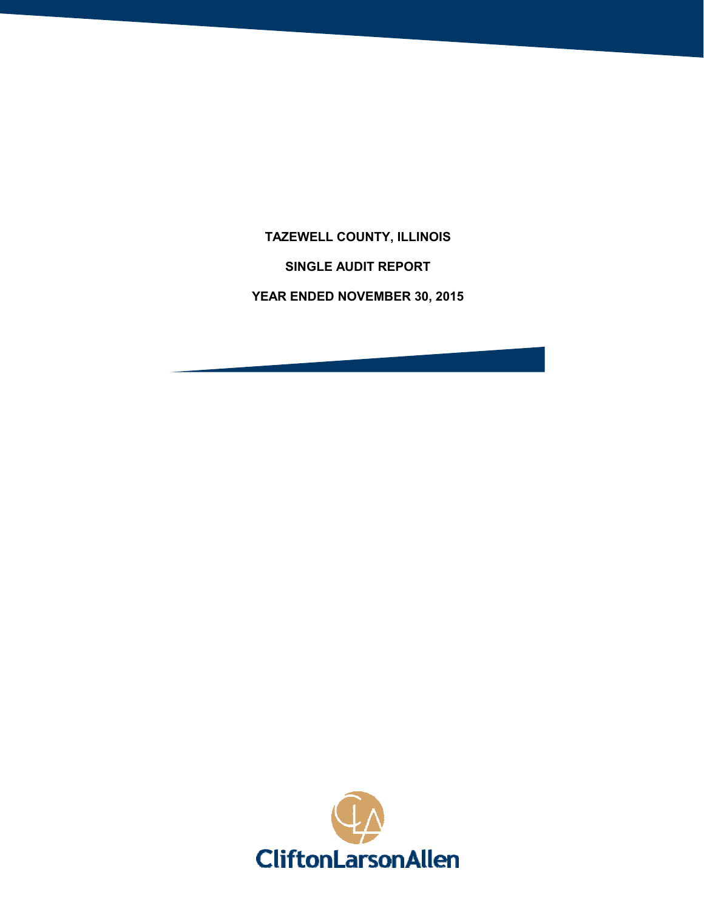# TAZEWELL COUNTY, ILLINOIS

## SINGLE AUDIT REPORT

## YEAR ENDED NOVEMBER 30, 2015

CliftonLarsonAllen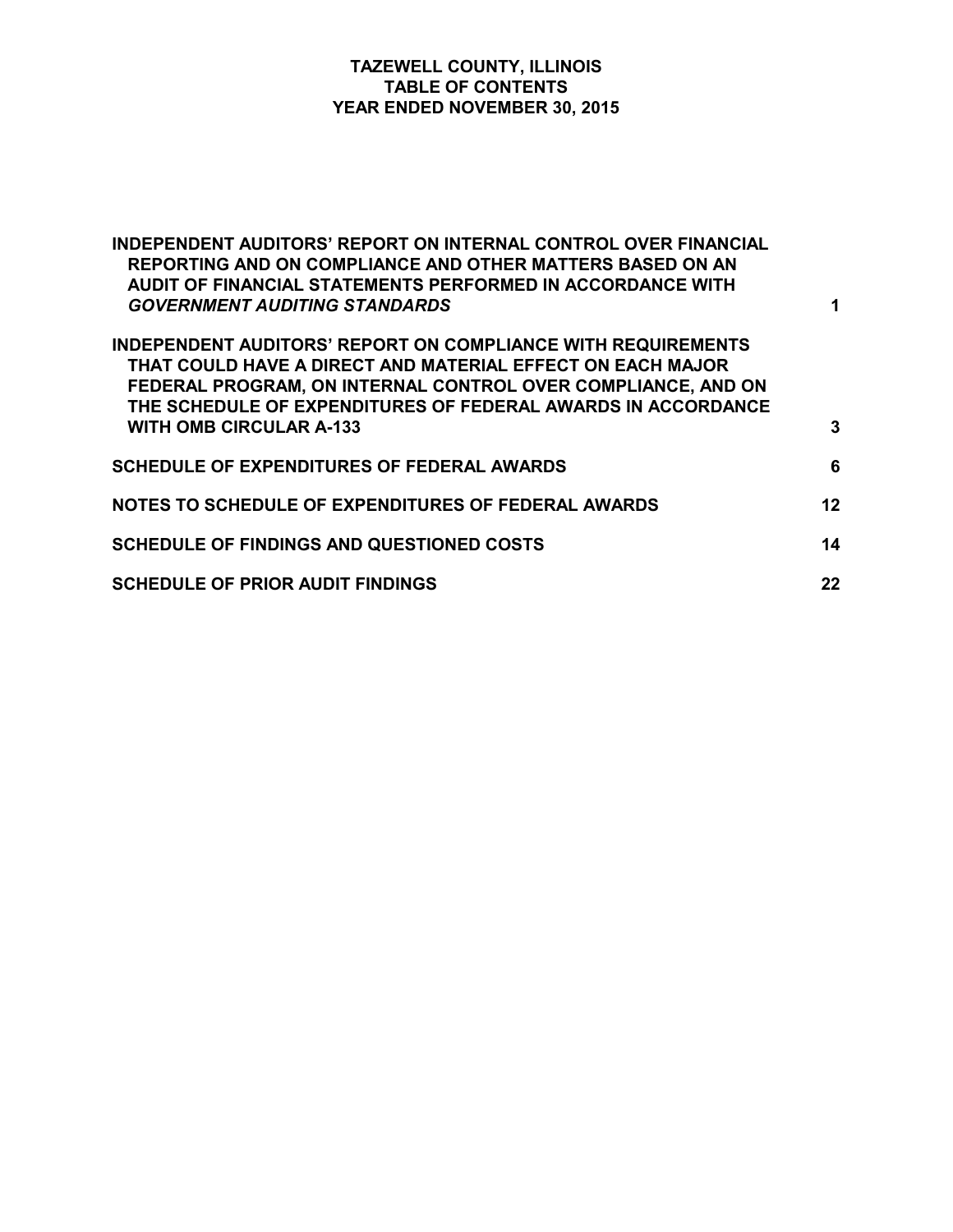# TAZEWELL COUNTY, ILLINOIS
## TABLE OF CONTENTS
## YEAR ENDED NOVEMBER 30, 2015

| | |
|---|---|
| **INDEPENDENT AUDITORS' REPORT ON INTERNAL CONTROL OVER FINANCIAL REPORTING AND ON COMPLIANCE AND OTHER MATTERS BASED ON AN AUDIT OF FINANCIAL STATEMENTS PERFORMED IN ACCORDANCE WITH *GOVERNMENT AUDITING STANDARDS*** | **1** |
| **INDEPENDENT AUDITORS' REPORT ON COMPLIANCE WITH REQUIREMENTS THAT COULD HAVE A DIRECT AND MATERIAL EFFECT ON EACH MAJOR FEDERAL PROGRAM, ON INTERNAL CONTROL OVER COMPLIANCE, AND ON THE SCHEDULE OF EXPENDITURES OF FEDERAL AWARDS IN ACCORDANCE WITH OMB CIRCULAR A-133** | **3** |
| **SCHEDULE OF EXPENDITURES OF FEDERAL AWARDS** | **6** |
| **NOTES TO SCHEDULE OF EXPENDITURES OF FEDERAL AWARDS** | **12** |
| **SCHEDULE OF FINDINGS AND QUESTIONED COSTS** | **14** |
| **SCHEDULE OF PRIOR AUDIT FINDINGS** | **22** |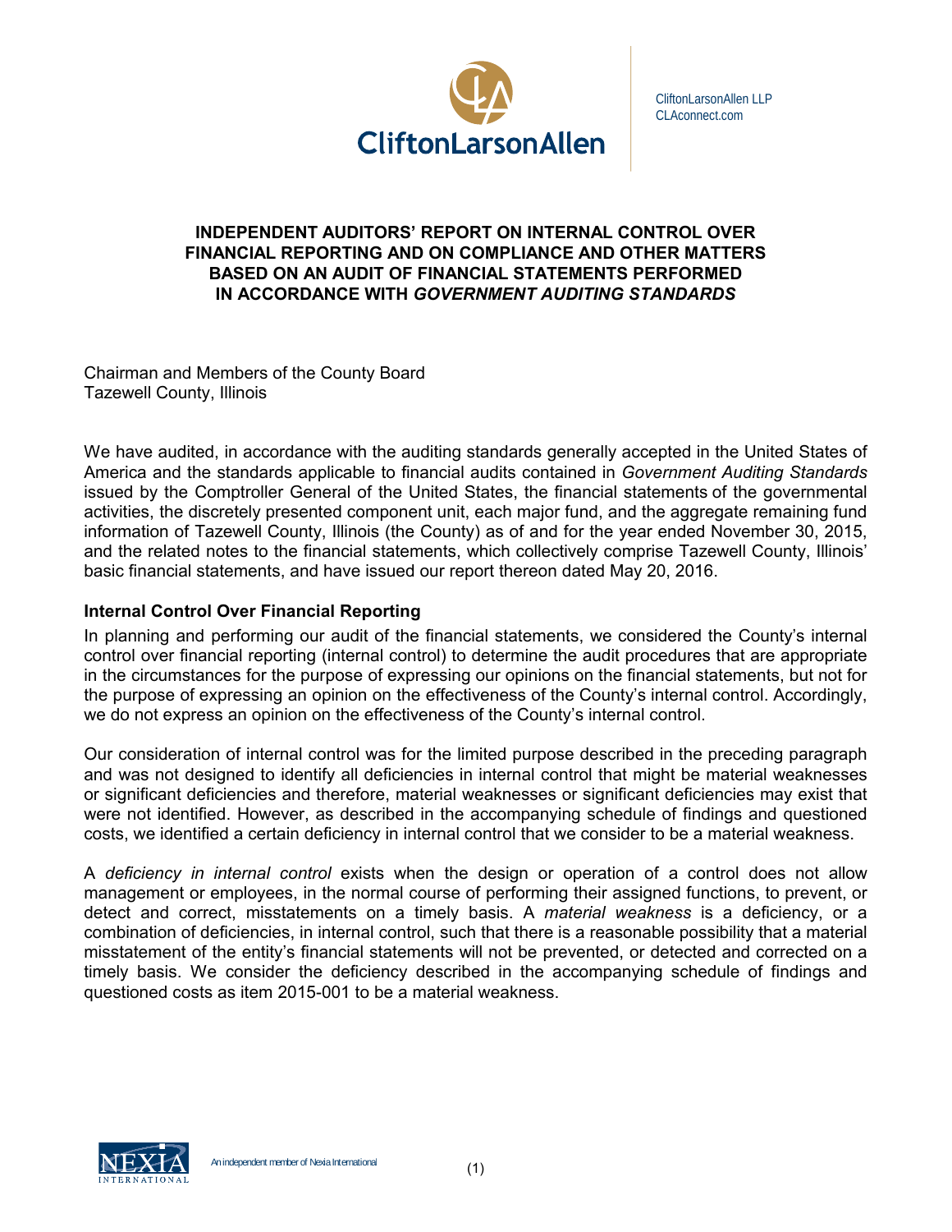CliftonLarsonAllen

CliftonLarsonAllen LLP
CLAconnect.com

## INDEPENDENT AUDITORS' REPORT ON INTERNAL CONTROL OVER FINANCIAL REPORTING AND ON COMPLIANCE AND OTHER MATTERS BASED ON AN AUDIT OF FINANCIAL STATEMENTS PERFORMED IN ACCORDANCE WITH *GOVERNMENT AUDITING STANDARDS*

Chairman and Members of the County Board
Tazewell County, Illinois

We have audited, in accordance with the auditing standards generally accepted in the United States of America and the standards applicable to financial audits contained in *Government Auditing Standards* issued by the Comptroller General of the United States, the financial statements of the governmental activities, the discretely presented component unit, each major fund, and the aggregate remaining fund information of Tazewell County, Illinois (the County) as of and for the year ended November 30, 2015, and the related notes to the financial statements, which collectively comprise Tazewell County, Illinois' basic financial statements, and have issued our report thereon dated May 20, 2016.

### Internal Control Over Financial Reporting

In planning and performing our audit of the financial statements, we considered the County's internal control over financial reporting (internal control) to determine the audit procedures that are appropriate in the circumstances for the purpose of expressing our opinions on the financial statements, but not for the purpose of expressing an opinion on the effectiveness of the County's internal control. Accordingly, we do not express an opinion on the effectiveness of the County's internal control.

Our consideration of internal control was for the limited purpose described in the preceding paragraph and was not designed to identify all deficiencies in internal control that might be material weaknesses or significant deficiencies and therefore, material weaknesses or significant deficiencies may exist that were not identified. However, as described in the accompanying schedule of findings and questioned costs, we identified a certain deficiency in internal control that we consider to be a material weakness.

A *deficiency in internal control* exists when the design or operation of a control does not allow management or employees, in the normal course of performing their assigned functions, to prevent, or detect and correct, misstatements on a timely basis. A *material weakness* is a deficiency, or a combination of deficiencies, in internal control, such that there is a reasonable possibility that a material misstatement of the entity's financial statements will not be prevented, or detected and corrected on a timely basis. We consider the deficiency described in the accompanying schedule of findings and questioned costs as item 2015-001 to be a material weakness.

An independent member of Nexia International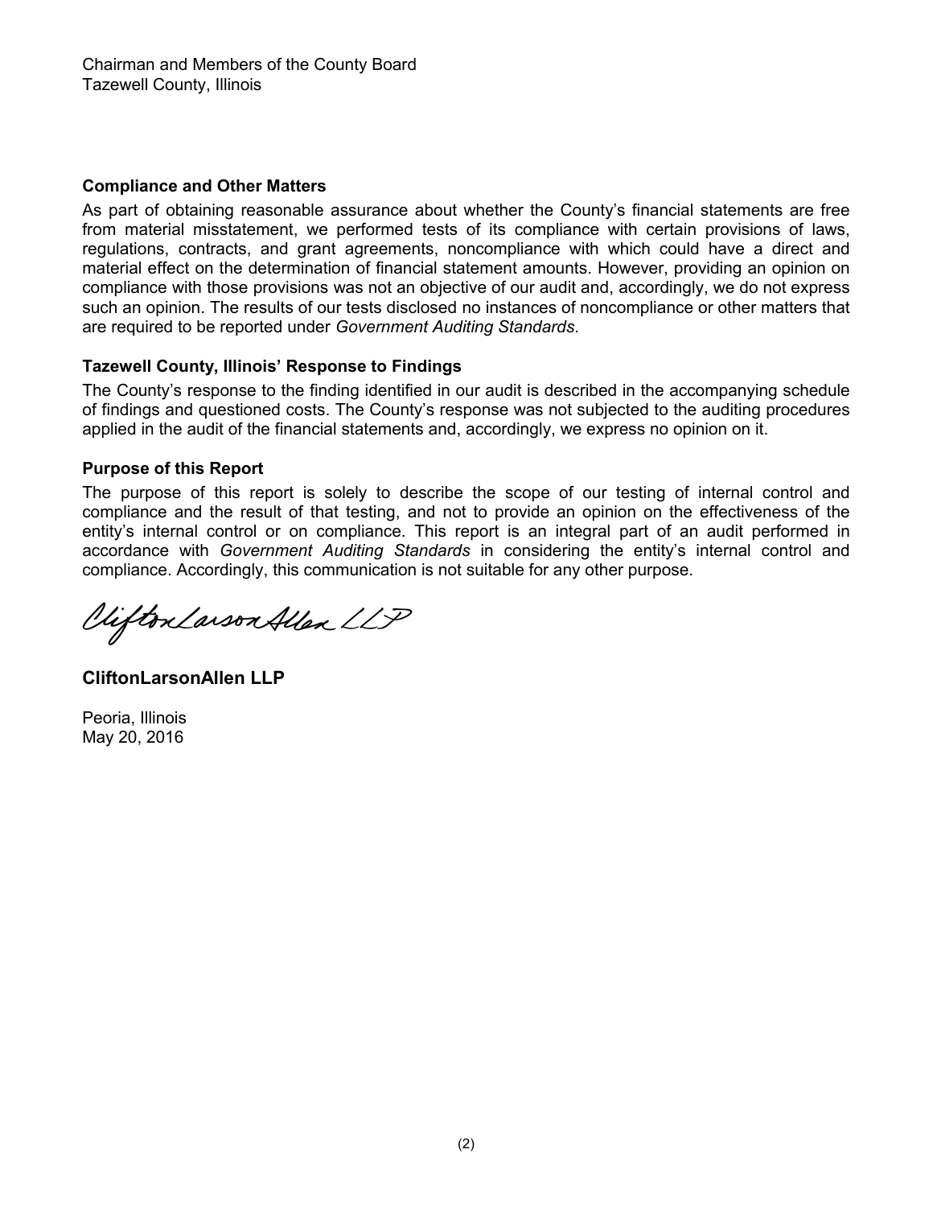Chairman and Members of the County Board
Tazewell County, Illinois

**Compliance and Other Matters**

As part of obtaining reasonable assurance about whether the County's financial statements are free from material misstatement, we performed tests of its compliance with certain provisions of laws, regulations, contracts, and grant agreements, noncompliance with which could have a direct and material effect on the determination of financial statement amounts. However, providing an opinion on compliance with those provisions was not an objective of our audit and, accordingly, we do not express such an opinion. The results of our tests disclosed no instances of noncompliance or other matters that are required to be reported under *Government Auditing Standards*.

**Tazewell County, Illinois' Response to Findings**

The County's response to the finding identified in our audit is described in the accompanying schedule of findings and questioned costs. The County's response was not subjected to the auditing procedures applied in the audit of the financial statements and, accordingly, we express no opinion on it.

**Purpose of this Report**

The purpose of this report is solely to describe the scope of our testing of internal control and compliance and the result of that testing, and not to provide an opinion on the effectiveness of the entity's internal control or on compliance. This report is an integral part of an audit performed in accordance with *Government Auditing Standards* in considering the entity's internal control and compliance. Accordingly, this communication is not suitable for any other purpose.

CliftonLarsonAllen LLP

**CliftonLarsonAllen LLP**

Peoria, Illinois
May 20, 2016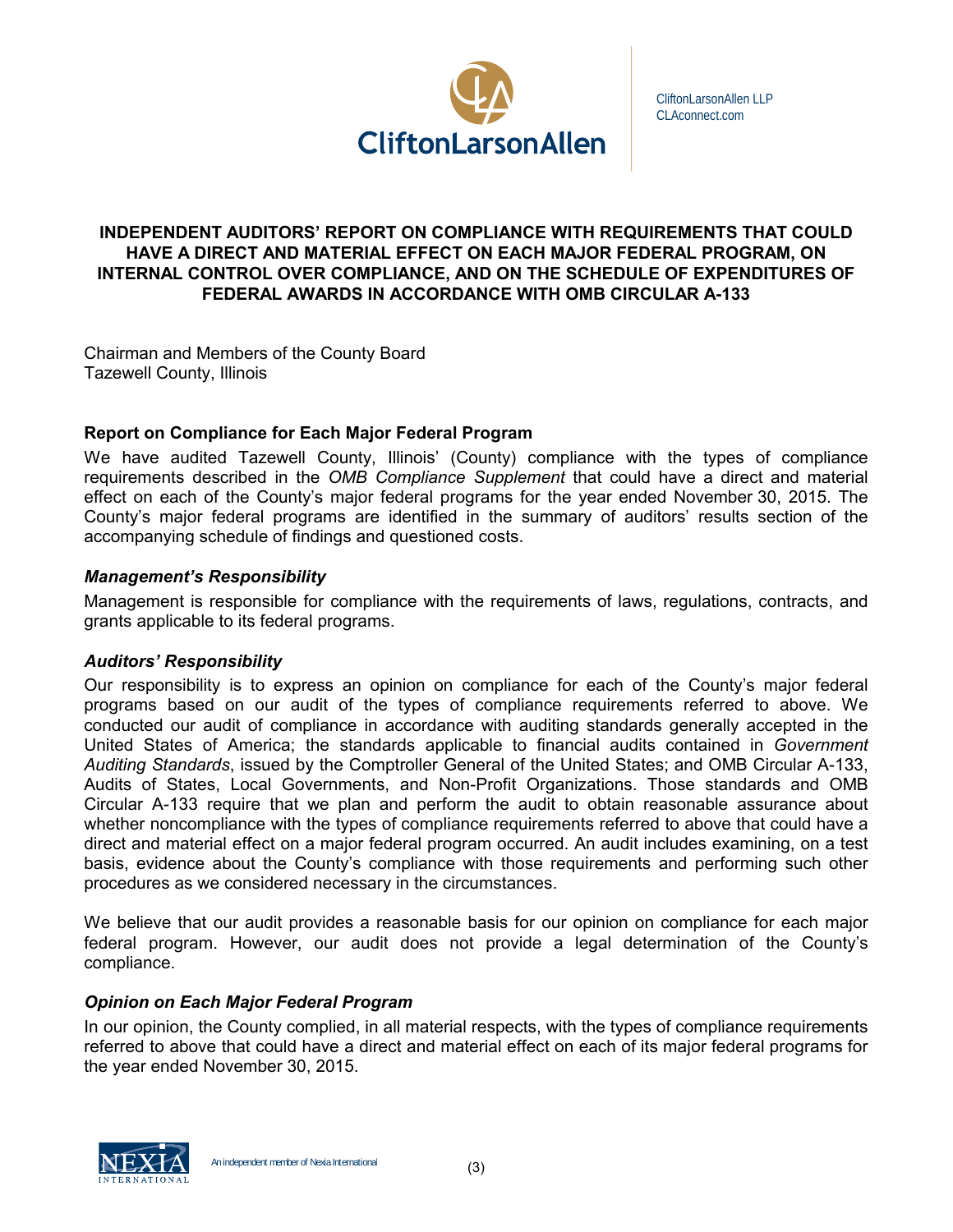CliftonLarsonAllen LLP
CLAconnect.com

# INDEPENDENT AUDITORS' REPORT ON COMPLIANCE WITH REQUIREMENTS THAT COULD HAVE A DIRECT AND MATERIAL EFFECT ON EACH MAJOR FEDERAL PROGRAM, ON INTERNAL CONTROL OVER COMPLIANCE, AND ON THE SCHEDULE OF EXPENDITURES OF FEDERAL AWARDS IN ACCORDANCE WITH OMB CIRCULAR A-133

Chairman and Members of the County Board
Tazewell County, Illinois

## Report on Compliance for Each Major Federal Program

We have audited Tazewell County, Illinois' (County) compliance with the types of compliance requirements described in the *OMB Compliance Supplement* that could have a direct and material effect on each of the County's major federal programs for the year ended November 30, 2015. The County's major federal programs are identified in the summary of auditors' results section of the accompanying schedule of findings and questioned costs.

### *Management's Responsibility*

Management is responsible for compliance with the requirements of laws, regulations, contracts, and grants applicable to its federal programs.

### *Auditors' Responsibility*

Our responsibility is to express an opinion on compliance for each of the County's major federal programs based on our audit of the types of compliance requirements referred to above. We conducted our audit of compliance in accordance with auditing standards generally accepted in the United States of America; the standards applicable to financial audits contained in *Government Auditing Standards*, issued by the Comptroller General of the United States; and OMB Circular A-133, Audits of States, Local Governments, and Non-Profit Organizations. Those standards and OMB Circular A-133 require that we plan and perform the audit to obtain reasonable assurance about whether noncompliance with the types of compliance requirements referred to above that could have a direct and material effect on a major federal program occurred. An audit includes examining, on a test basis, evidence about the County's compliance with those requirements and performing such other procedures as we considered necessary in the circumstances.

We believe that our audit provides a reasonable basis for our opinion on compliance for each major federal program. However, our audit does not provide a legal determination of the County's compliance.

### *Opinion on Each Major Federal Program*

In our opinion, the County complied, in all material respects, with the types of compliance requirements referred to above that could have a direct and material effect on each of its major federal programs for the year ended November 30, 2015.

An independent member of Nexia International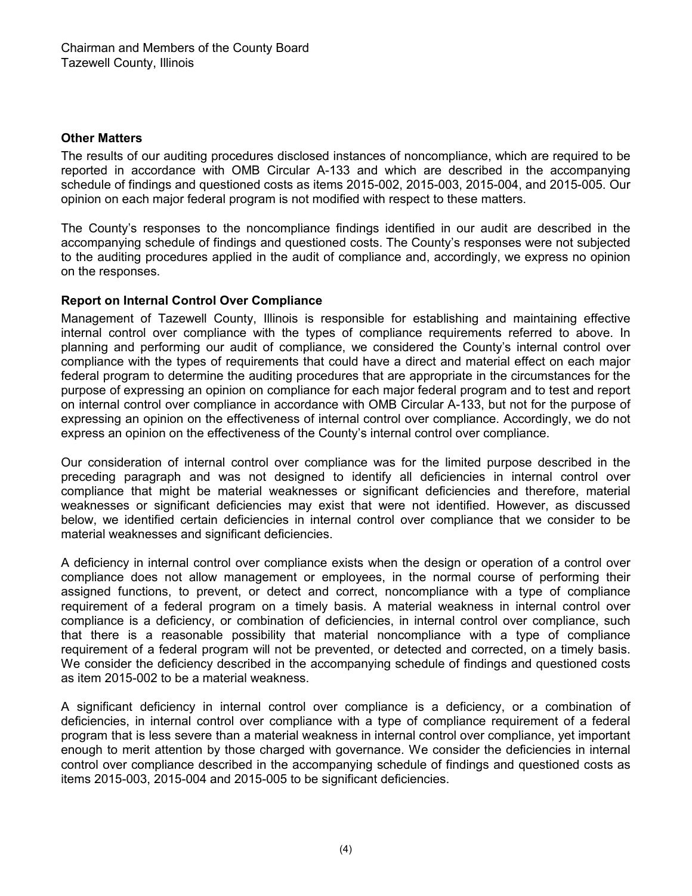Chairman and Members of the County Board
Tazewell County, Illinois

**Other Matters**

The results of our auditing procedures disclosed instances of noncompliance, which are required to be reported in accordance with OMB Circular A-133 and which are described in the accompanying schedule of findings and questioned costs as items 2015-002, 2015-003, 2015-004, and 2015-005. Our opinion on each major federal program is not modified with respect to these matters.

The County's responses to the noncompliance findings identified in our audit are described in the accompanying schedule of findings and questioned costs. The County's responses were not subjected to the auditing procedures applied in the audit of compliance and, accordingly, we express no opinion on the responses.

**Report on Internal Control Over Compliance**

Management of Tazewell County, Illinois is responsible for establishing and maintaining effective internal control over compliance with the types of compliance requirements referred to above. In planning and performing our audit of compliance, we considered the County's internal control over compliance with the types of requirements that could have a direct and material effect on each major federal program to determine the auditing procedures that are appropriate in the circumstances for the purpose of expressing an opinion on compliance for each major federal program and to test and report on internal control over compliance in accordance with OMB Circular A-133, but not for the purpose of expressing an opinion on the effectiveness of internal control over compliance. Accordingly, we do not express an opinion on the effectiveness of the County's internal control over compliance.

Our consideration of internal control over compliance was for the limited purpose described in the preceding paragraph and was not designed to identify all deficiencies in internal control over compliance that might be material weaknesses or significant deficiencies and therefore, material weaknesses or significant deficiencies may exist that were not identified. However, as discussed below, we identified certain deficiencies in internal control over compliance that we consider to be material weaknesses and significant deficiencies.

A deficiency in internal control over compliance exists when the design or operation of a control over compliance does not allow management or employees, in the normal course of performing their assigned functions, to prevent, or detect and correct, noncompliance with a type of compliance requirement of a federal program on a timely basis. A material weakness in internal control over compliance is a deficiency, or combination of deficiencies, in internal control over compliance, such that there is a reasonable possibility that material noncompliance with a type of compliance requirement of a federal program will not be prevented, or detected and corrected, on a timely basis. We consider the deficiency described in the accompanying schedule of findings and questioned costs as item 2015-002 to be a material weakness.

A significant deficiency in internal control over compliance is a deficiency, or a combination of deficiencies, in internal control over compliance with a type of compliance requirement of a federal program that is less severe than a material weakness in internal control over compliance, yet important enough to merit attention by those charged with governance. We consider the deficiencies in internal control over compliance described in the accompanying schedule of findings and questioned costs as items 2015-003, 2015-004 and 2015-005 to be significant deficiencies.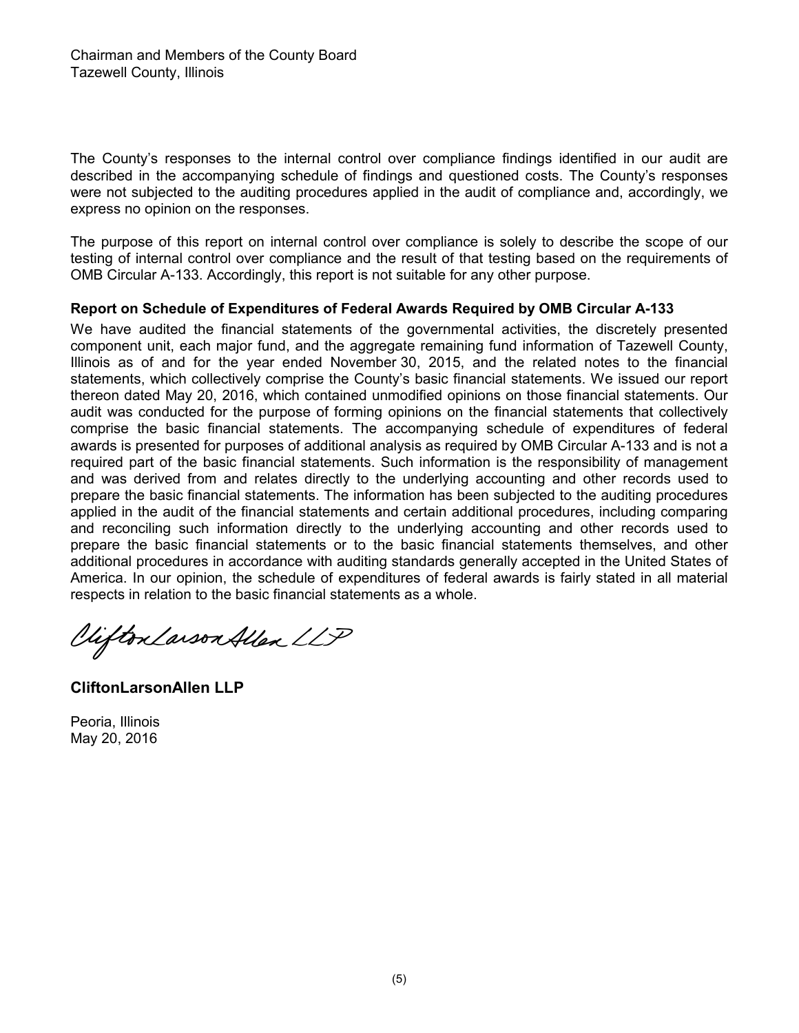Chairman and Members of the County Board
Tazewell County, Illinois

The County's responses to the internal control over compliance findings identified in our audit are described in the accompanying schedule of findings and questioned costs. The County's responses were not subjected to the auditing procedures applied in the audit of compliance and, accordingly, we express no opinion on the responses.

The purpose of this report on internal control over compliance is solely to describe the scope of our testing of internal control over compliance and the result of that testing based on the requirements of OMB Circular A-133. Accordingly, this report is not suitable for any other purpose.

**Report on Schedule of Expenditures of Federal Awards Required by OMB Circular A-133**

We have audited the financial statements of the governmental activities, the discretely presented component unit, each major fund, and the aggregate remaining fund information of Tazewell County, Illinois as of and for the year ended November 30, 2015, and the related notes to the financial statements, which collectively comprise the County's basic financial statements. We issued our report thereon dated May 20, 2016, which contained unmodified opinions on those financial statements. Our audit was conducted for the purpose of forming opinions on the financial statements that collectively comprise the basic financial statements. The accompanying schedule of expenditures of federal awards is presented for purposes of additional analysis as required by OMB Circular A-133 and is not a required part of the basic financial statements. Such information is the responsibility of management and was derived from and relates directly to the underlying accounting and other records used to prepare the basic financial statements. The information has been subjected to the auditing procedures applied in the audit of the financial statements and certain additional procedures, including comparing and reconciling such information directly to the underlying accounting and other records used to prepare the basic financial statements or to the basic financial statements themselves, and other additional procedures in accordance with auditing standards generally accepted in the United States of America. In our opinion, the schedule of expenditures of federal awards is fairly stated in all material respects in relation to the basic financial statements as a whole.

*CliftonLarsonAllen LLP*

**CliftonLarsonAllen LLP**

Peoria, Illinois
May 20, 2016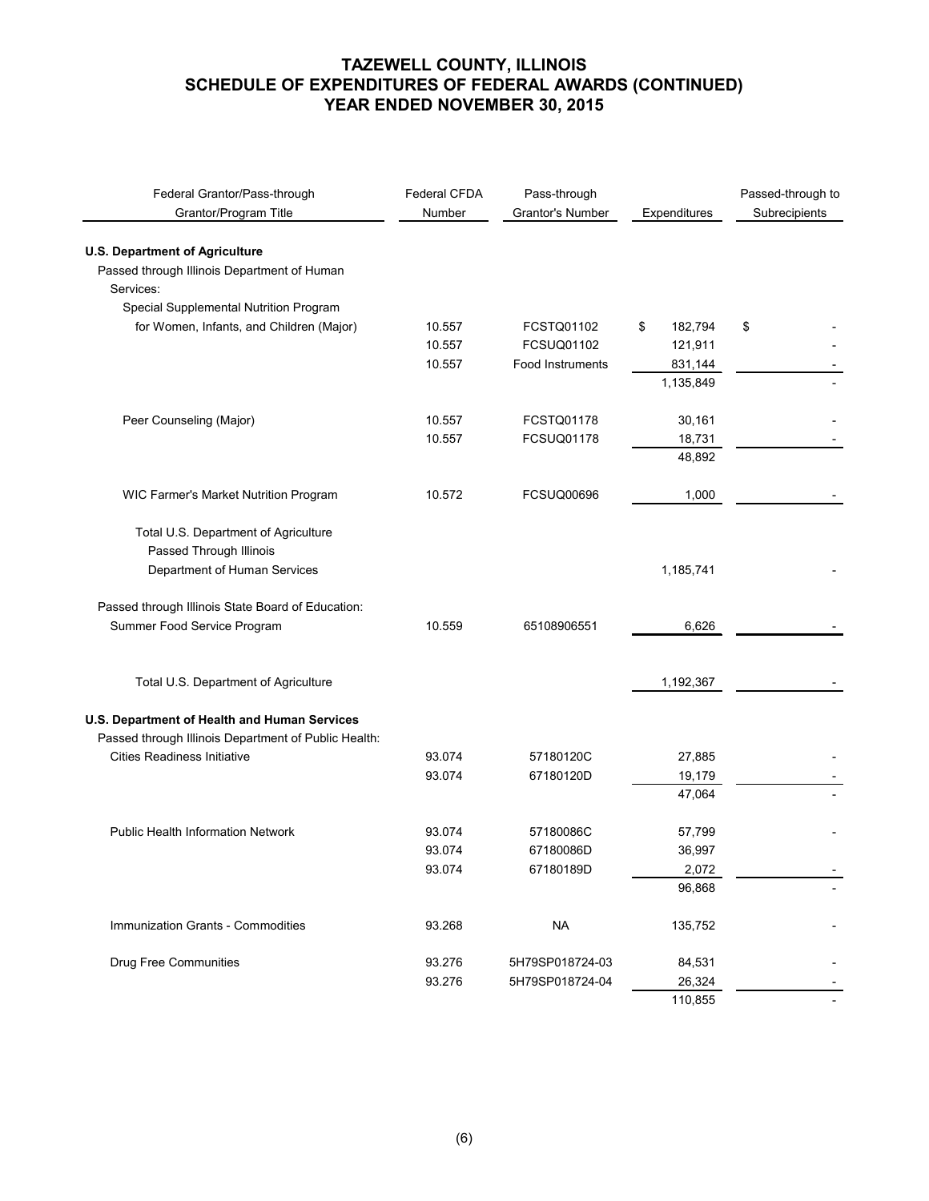# TAZEWELL COUNTY, ILLINOIS
## SCHEDULE OF EXPENDITURES OF FEDERAL AWARDS (CONTINUED)
## YEAR ENDED NOVEMBER 30, 2015

| Federal Grantor/Pass-through Grantor/Program Title | Federal CFDA Number | Pass-through Grantor's Number | Expenditures | Passed-through to Subrecipients |
|---|---|---|---|---|
| **U.S. Department of Agriculture** | | | | |
| Passed through Illinois Department of Human Services: | | | | |
| Special Supplemental Nutrition Program for Women, Infants, and Children (Major) | 10.557 | FCSTQ01102 | $ 182,794 | $ - |
| | 10.557 | FCSUQ01102 | 121,911 | - |
| | 10.557 | Food Instruments | 831,144 | - |
| | | | 1,135,849 | - |
| Peer Counseling (Major) | 10.557 | FCSTQ01178 | 30,161 | - |
| | 10.557 | FCSUQ01178 | 18,731 | - |
| | | | 48,892 | |
| WIC Farmer's Market Nutrition Program | 10.572 | FCSUQ00696 | 1,000 | - |
| Total U.S. Department of Agriculture Passed Through Illinois Department of Human Services | | | 1,185,741 | - |
| Passed through Illinois State Board of Education: | | | | |
| Summer Food Service Program | 10.559 | 65108906551 | 6,626 | - |
| Total U.S. Department of Agriculture | | | 1,192,367 | - |
| **U.S. Department of Health and Human Services** | | | | |
| Passed through Illinois Department of Public Health: | | | | |
| Cities Readiness Initiative | 93.074 | 57180120C | 27,885 | - |
| | 93.074 | 67180120D | 19,179 | - |
| | | | 47,064 | - |
| Public Health Information Network | 93.074 | 57180086C | 57,799 | - |
| | 93.074 | 67180086D | 36,997 | |
| | 93.074 | 67180189D | 2,072 | - |
| | | | 96,868 | - |
| Immunization Grants - Commodities | 93.268 | NA | 135,752 | - |
| Drug Free Communities | 93.276 | 5H79SP018724-03 | 84,531 | - |
| | 93.276 | 5H79SP018724-04 | 26,324 | - |
| | | | 110,855 | - |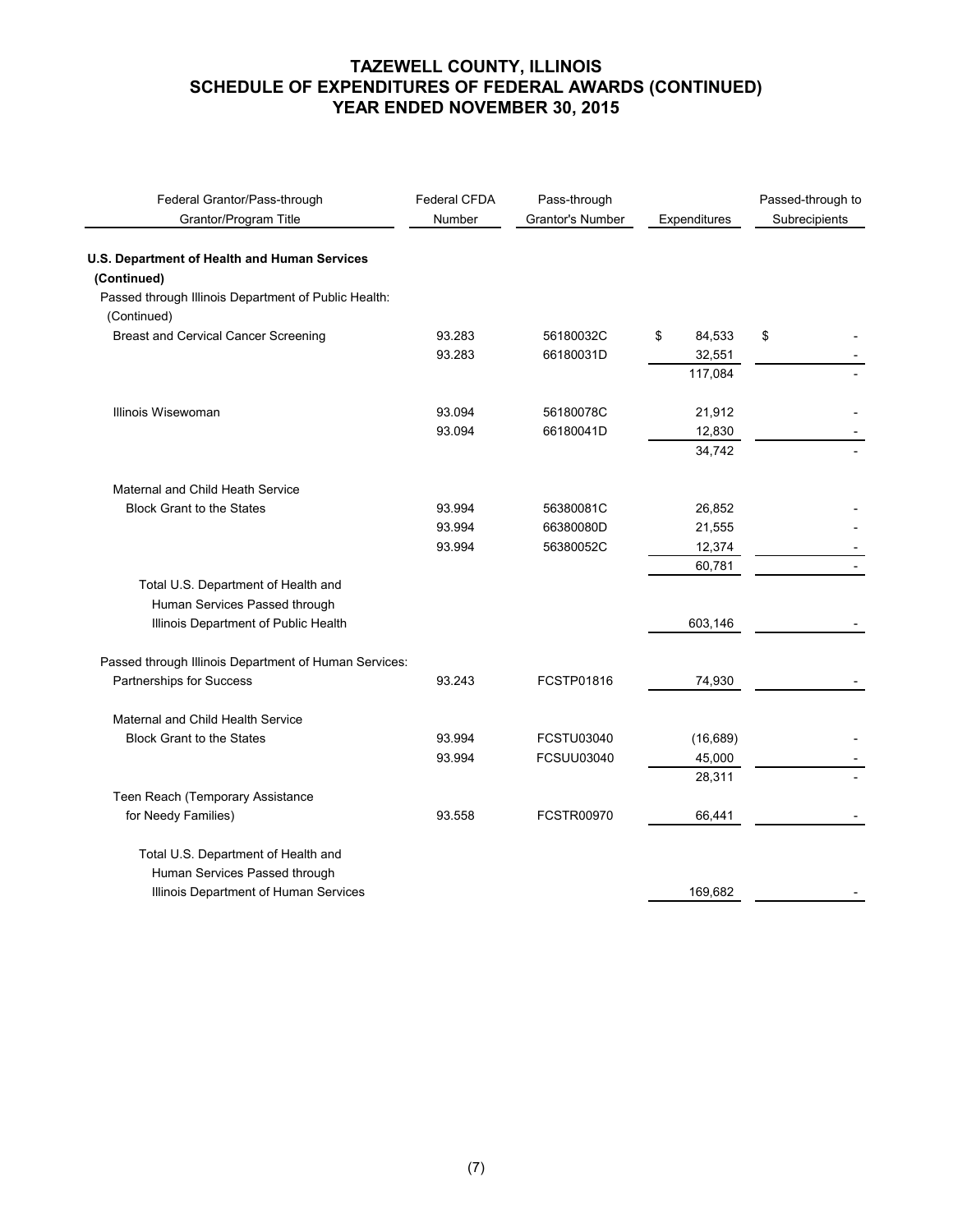# TAZEWELL COUNTY, ILLINOIS
# SCHEDULE OF EXPENDITURES OF FEDERAL AWARDS (CONTINUED)
# YEAR ENDED NOVEMBER 30, 2015

| Federal Grantor/Pass-through Grantor/Program Title | Federal CFDA Number | Pass-through Grantor's Number | Expenditures | Passed-through to Subrecipients |
|---|---|---|---|---|
| **U.S. Department of Health and Human Services (Continued)** | | | | |
| Passed through Illinois Department of Public Health: (Continued) | | | | |
| Breast and Cervical Cancer Screening | 93.283 | 56180032C | $ 84,533 | $ - |
| | 93.283 | 66180031D | 32,551 | - |
| | | | 117,084 | - |
| Illinois Wisewoman | 93.094 | 56180078C | 21,912 | - |
| | 93.094 | 66180041D | 12,830 | - |
| | | | 34,742 | - |
| Maternal and Child Heath Service Block Grant to the States | 93.994 | 56380081C | 26,852 | - |
| | 93.994 | 66380080D | 21,555 | - |
| | 93.994 | 56380052C | 12,374 | - |
| | | | 60,781 | - |
| Total U.S. Department of Health and Human Services Passed through Illinois Department of Public Health | | | 603,146 | - |
| Passed through Illinois Department of Human Services: | | | | |
| Partnerships for Success | 93.243 | FCSTP01816 | 74,930 | - |
| Maternal and Child Health Service Block Grant to the States | 93.994 | FCSTU03040 | (16,689) | - |
| | 93.994 | FCSUU03040 | 45,000 | - |
| | | | 28,311 | - |
| Teen Reach (Temporary Assistance for Needy Families) | 93.558 | FCSTR00970 | 66,441 | - |
| Total U.S. Department of Health and Human Services Passed through Illinois Department of Human Services | | | 169,682 | - |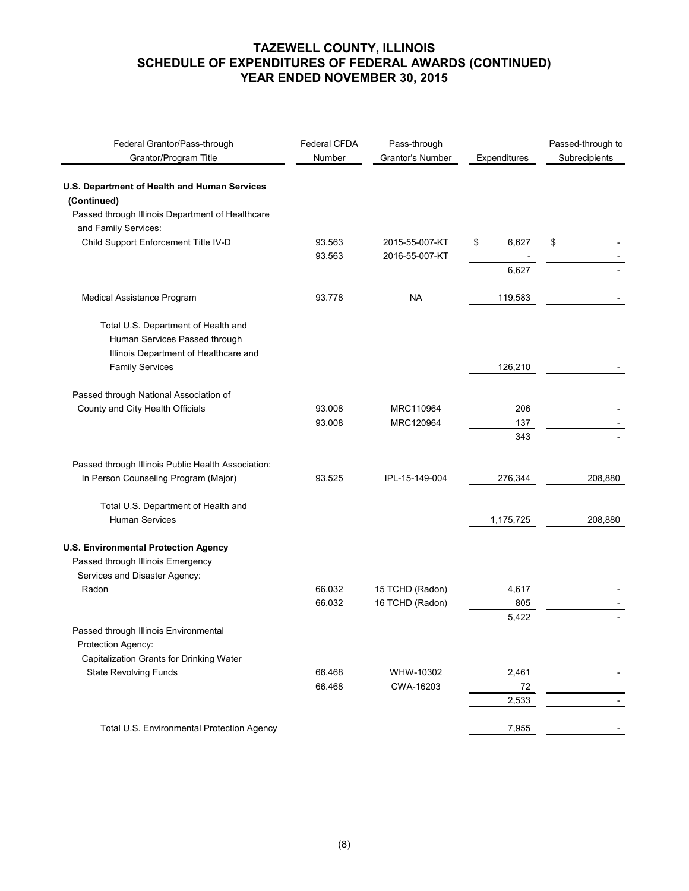# TAZEWELL COUNTY, ILLINOIS
## SCHEDULE OF EXPENDITURES OF FEDERAL AWARDS (CONTINUED)
## YEAR ENDED NOVEMBER 30, 2015

| Federal Grantor/Pass-through Grantor/Program Title | Federal CFDA Number | Pass-through Grantor's Number | Expenditures | Passed-through to Subrecipients |
|---|---|---|---|---|
| **U.S. Department of Health and Human Services (Continued)** | | | | |
| Passed through Illinois Department of Healthcare and Family Services: | | | | |
| Child Support Enforcement Title IV-D | 93.563 | 2015-55-007-KT | $ 6,627 | $ - |
| | 93.563 | 2016-55-007-KT | - | - |
| | | | 6,627 | - |
| Medical Assistance Program | 93.778 | NA | 119,583 | - |
| Total U.S. Department of Health and Human Services Passed through Illinois Department of Healthcare and Family Services | | | 126,210 | - |
| Passed through National Association of County and City Health Officials | 93.008 | MRC110964 | 206 | - |
| | 93.008 | MRC120964 | 137 | - |
| | | | 343 | - |
| Passed through Illinois Public Health Association: | | | | |
| In Person Counseling Program (Major) | 93.525 | IPL-15-149-004 | 276,344 | 208,880 |
| Total U.S. Department of Health and Human Services | | | 1,175,725 | 208,880 |
| **U.S. Environmental Protection Agency** | | | | |
| Passed through Illinois Emergency Services and Disaster Agency: | | | | |
| Radon | 66.032 | 15 TCHD (Radon) | 4,617 | - |
| | 66.032 | 16 TCHD (Radon) | 805 | - |
| | | | 5,422 | - |
| Passed through Illinois Environmental Protection Agency: | | | | |
| Capitalization Grants for Drinking Water State Revolving Funds | 66.468 | WHW-10302 | 2,461 | - |
| | 66.468 | CWA-16203 | 72 | - |
| | | | 2,533 | - |
| Total U.S. Environmental Protection Agency | | | 7,955 | - |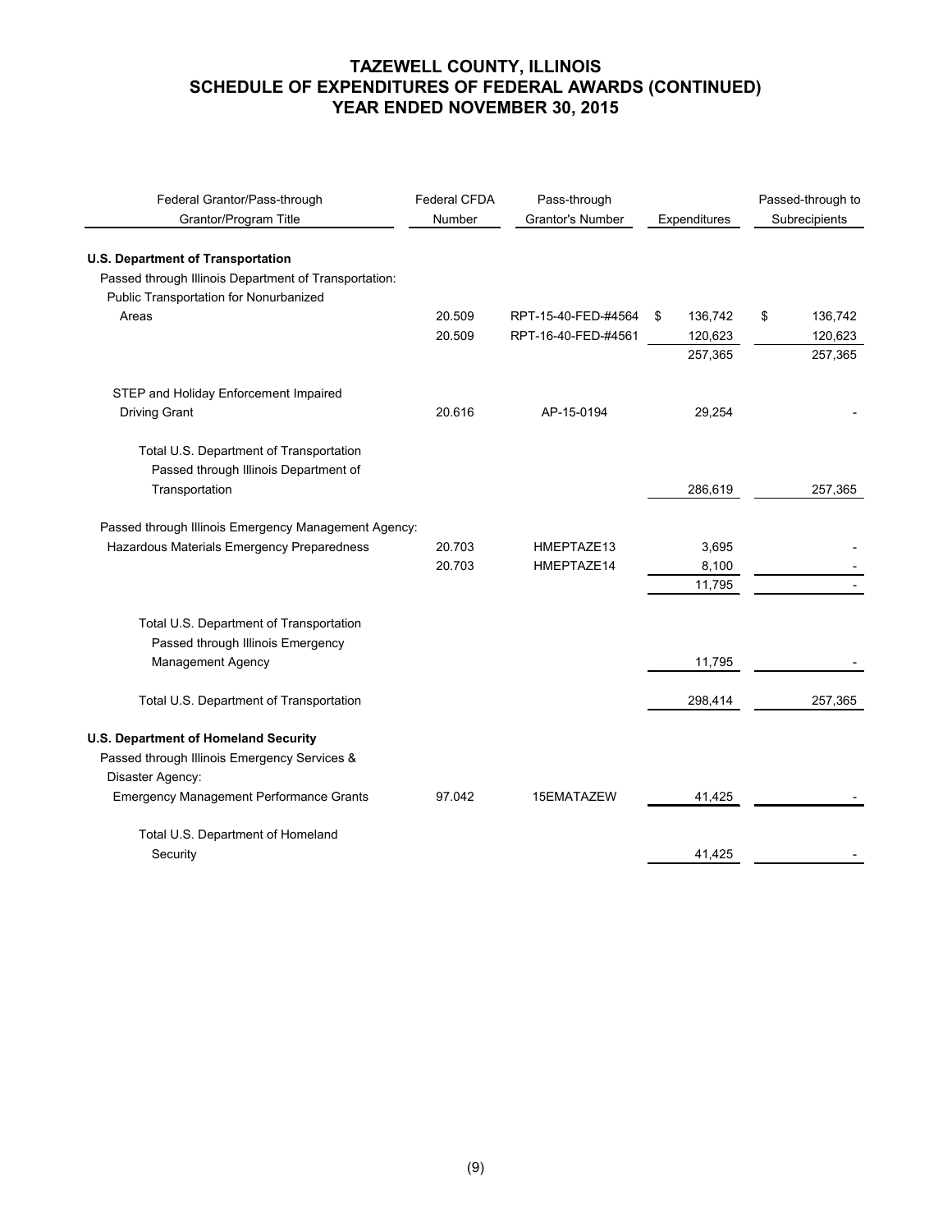# TAZEWELL COUNTY, ILLINOIS
# SCHEDULE OF EXPENDITURES OF FEDERAL AWARDS (CONTINUED)
# YEAR ENDED NOVEMBER 30, 2015

| Federal Grantor/Pass-through Grantor/Program Title | Federal CFDA Number | Pass-through Grantor's Number | Expenditures | Passed-through to Subrecipients |
|---|---|---|---|---|
| **U.S. Department of Transportation** | | | | |
| Passed through Illinois Department of Transportation: | | | | |
| Public Transportation for Nonurbanized Areas | 20.509 | RPT-15-40-FED-#4564 | $ 136,742 | $ 136,742 |
| | 20.509 | RPT-16-40-FED-#4561 | 120,623 | 120,623 |
| | | | 257,365 | 257,365 |
| STEP and Holiday Enforcement Impaired Driving Grant | 20.616 | AP-15-0194 | 29,254 | - |
| Total U.S. Department of Transportation Passed through Illinois Department of Transportation | | | 286,619 | 257,365 |
| Passed through Illinois Emergency Management Agency: | | | | |
| Hazardous Materials Emergency Preparedness | 20.703 | HMEPTAZE13 | 3,695 | - |
| | 20.703 | HMEPTAZE14 | 8,100 | - |
| | | | 11,795 | - |
| Total U.S. Department of Transportation Passed through Illinois Emergency Management Agency | | | 11,795 | - |
| Total U.S. Department of Transportation | | | 298,414 | 257,365 |
| **U.S. Department of Homeland Security** | | | | |
| Passed through Illinois Emergency Services & Disaster Agency: | | | | |
| Emergency Management Performance Grants | 97.042 | 15EMATAZEW | 41,425 | - |
| Total U.S. Department of Homeland Security | | | 41,425 | - |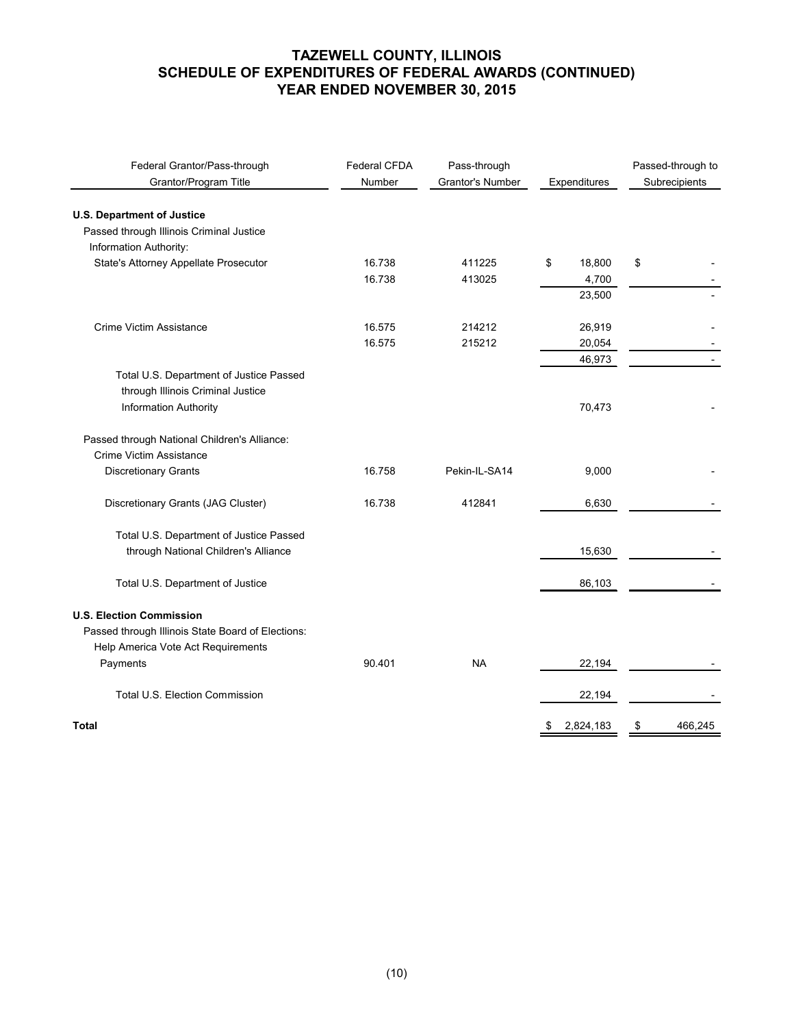# TAZEWELL COUNTY, ILLINOIS
## SCHEDULE OF EXPENDITURES OF FEDERAL AWARDS (CONTINUED)
## YEAR ENDED NOVEMBER 30, 2015

| Federal Grantor/Pass-through Grantor/Program Title | Federal CFDA Number | Pass-through Grantor's Number | Expenditures | Passed-through to Subrecipients |
|---|---|---|---|---|
| **U.S. Department of Justice** | | | | |
| Passed through Illinois Criminal Justice Information Authority: | | | | |
| State's Attorney Appellate Prosecutor | 16.738 | 411225 | $ 18,800 | $ - |
| | 16.738 | 413025 | 4,700 | - |
| | | | 23,500 | - |
| Crime Victim Assistance | 16.575 | 214212 | 26,919 | - |
| | 16.575 | 215212 | 20,054 | - |
| | | | 46,973 | - |
| Total U.S. Department of Justice Passed through Illinois Criminal Justice Information Authority | | | 70,473 | - |
| Passed through National Children's Alliance: | | | | |
| Crime Victim Assistance Discretionary Grants | 16.758 | Pekin-IL-SA14 | 9,000 | - |
| Discretionary Grants (JAG Cluster) | 16.738 | 412841 | 6,630 | - |
| Total U.S. Department of Justice Passed through National Children's Alliance | | | 15,630 | - |
| Total U.S. Department of Justice | | | 86,103 | - |
| **U.S. Election Commission** | | | | |
| Passed through Illinois State Board of Elections: | | | | |
| Help America Vote Act Requirements Payments | 90.401 | NA | 22,194 | - |
| Total U.S. Election Commission | | | 22,194 | - |
| **Total** | | | $ 2,824,183 | $ 466,245 |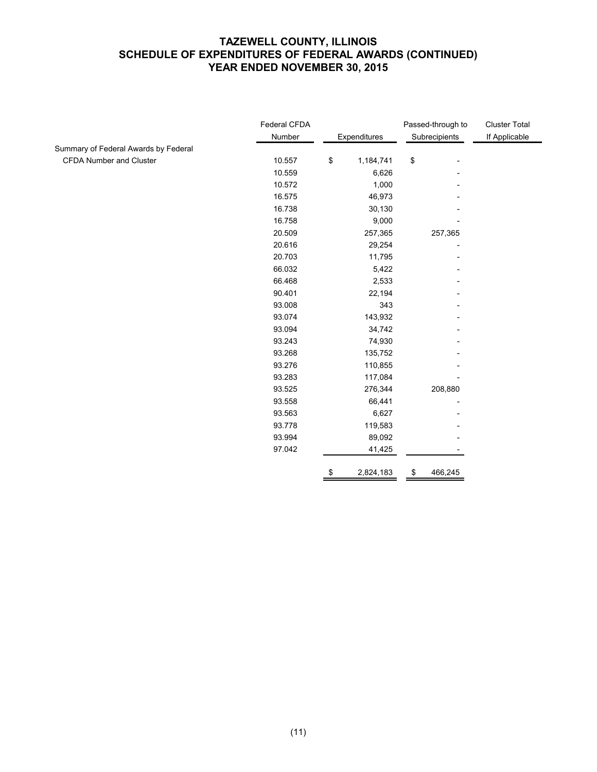# TAZEWELL COUNTY, ILLINOIS
## SCHEDULE OF EXPENDITURES OF FEDERAL AWARDS (CONTINUED)
## YEAR ENDED NOVEMBER 30, 2015

| | Federal CFDA Number | Expenditures | Passed-through to Subrecipients | Cluster Total If Applicable |
|---|---|---|---|---|
| Summary of Federal Awards by Federal CFDA Number and Cluster | 10.557 | $ 1,184,741 | $ - | |
| | 10.559 | 6,626 | - | |
| | 10.572 | 1,000 | - | |
| | 16.575 | 46,973 | - | |
| | 16.738 | 30,130 | - | |
| | 16.758 | 9,000 | - | |
| | 20.509 | 257,365 | 257,365 | |
| | 20.616 | 29,254 | - | |
| | 20.703 | 11,795 | - | |
| | 66.032 | 5,422 | - | |
| | 66.468 | 2,533 | - | |
| | 90.401 | 22,194 | - | |
| | 93.008 | 343 | - | |
| | 93.074 | 143,932 | - | |
| | 93.094 | 34,742 | - | |
| | 93.243 | 74,930 | - | |
| | 93.268 | 135,752 | - | |
| | 93.276 | 110,855 | - | |
| | 93.283 | 117,084 | - | |
| | 93.525 | 276,344 | 208,880 | |
| | 93.558 | 66,441 | - | |
| | 93.563 | 6,627 | - | |
| | 93.778 | 119,583 | - | |
| | 93.994 | 89,092 | - | |
| | 97.042 | 41,425 | - | |
| | | $ 2,824,183 | $ 466,245 | |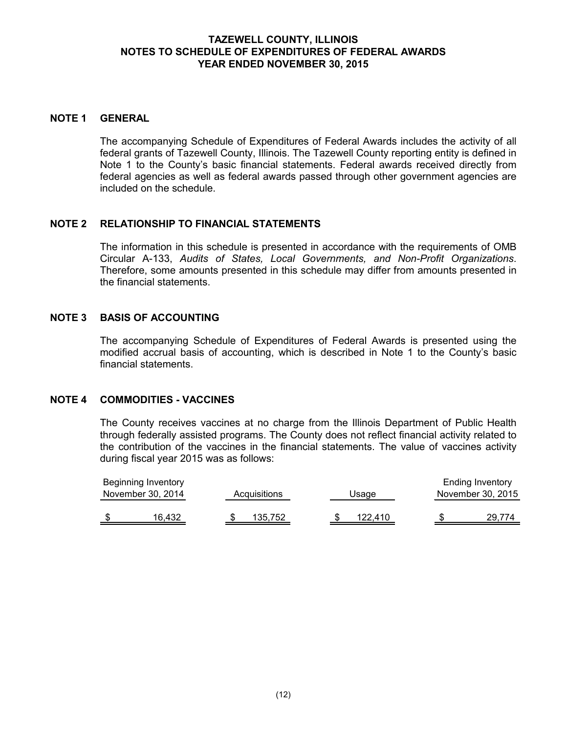# TAZEWELL COUNTY, ILLINOIS
## NOTES TO SCHEDULE OF EXPENDITURES OF FEDERAL AWARDS
## YEAR ENDED NOVEMBER 30, 2015

### NOTE 1 GENERAL

The accompanying Schedule of Expenditures of Federal Awards includes the activity of all federal grants of Tazewell County, Illinois. The Tazewell County reporting entity is defined in Note 1 to the County's basic financial statements. Federal awards received directly from federal agencies as well as federal awards passed through other government agencies are included on the schedule.

### NOTE 2 RELATIONSHIP TO FINANCIAL STATEMENTS

The information in this schedule is presented in accordance with the requirements of OMB Circular A-133, *Audits of States, Local Governments, and Non-Profit Organizations*. Therefore, some amounts presented in this schedule may differ from amounts presented in the financial statements.

### NOTE 3 BASIS OF ACCOUNTING

The accompanying Schedule of Expenditures of Federal Awards is presented using the modified accrual basis of accounting, which is described in Note 1 to the County's basic financial statements.

### NOTE 4 COMMODITIES - VACCINES

The County receives vaccines at no charge from the Illinois Department of Public Health through federally assisted programs. The County does not reflect financial activity related to the contribution of the vaccines in the financial statements. The value of vaccines activity during fiscal year 2015 was as follows:

| Beginning Inventory November 30, 2014 | Acquisitions | Usage | Ending Inventory November 30, 2015 |
|---|---|---|---|
| $ 16,432 | $ 135,752 | $ 122,410 | $ 29,774 |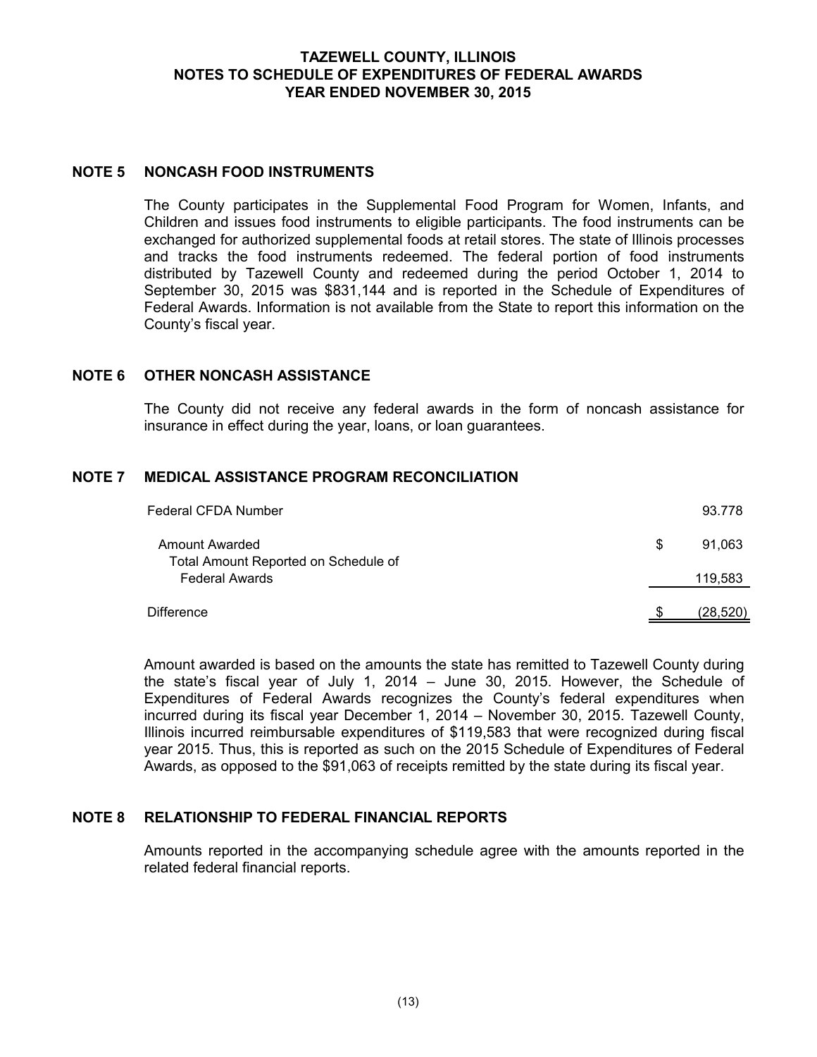# TAZEWELL COUNTY, ILLINOIS
## NOTES TO SCHEDULE OF EXPENDITURES OF FEDERAL AWARDS
## YEAR ENDED NOVEMBER 30, 2015

### NOTE 5 NONCASH FOOD INSTRUMENTS

The County participates in the Supplemental Food Program for Women, Infants, and Children and issues food instruments to eligible participants. The food instruments can be exchanged for authorized supplemental foods at retail stores. The state of Illinois processes and tracks the food instruments redeemed. The federal portion of food instruments distributed by Tazewell County and redeemed during the period October 1, 2014 to September 30, 2015 was $831,144 and is reported in the Schedule of Expenditures of Federal Awards. Information is not available from the State to report this information on the County's fiscal year.

### NOTE 6 OTHER NONCASH ASSISTANCE

The County did not receive any federal awards in the form of noncash assistance for insurance in effect during the year, loans, or loan guarantees.

### NOTE 7 MEDICAL ASSISTANCE PROGRAM RECONCILIATION

| | | |
|---|---|---|
| Federal CFDA Number | | 93.778 |
| Amount Awarded | $ | 91,063 |
| Total Amount Reported on Schedule of Federal Awards | | 119,583 |
| Difference | $ | (28,520) |

Amount awarded is based on the amounts the state has remitted to Tazewell County during the state's fiscal year of July 1, 2014 – June 30, 2015. However, the Schedule of Expenditures of Federal Awards recognizes the County's federal expenditures when incurred during its fiscal year December 1, 2014 – November 30, 2015. Tazewell County, Illinois incurred reimbursable expenditures of $119,583 that were recognized during fiscal year 2015. Thus, this is reported as such on the 2015 Schedule of Expenditures of Federal Awards, as opposed to the $91,063 of receipts remitted by the state during its fiscal year.

### NOTE 8 RELATIONSHIP TO FEDERAL FINANCIAL REPORTS

Amounts reported in the accompanying schedule agree with the amounts reported in the related federal financial reports.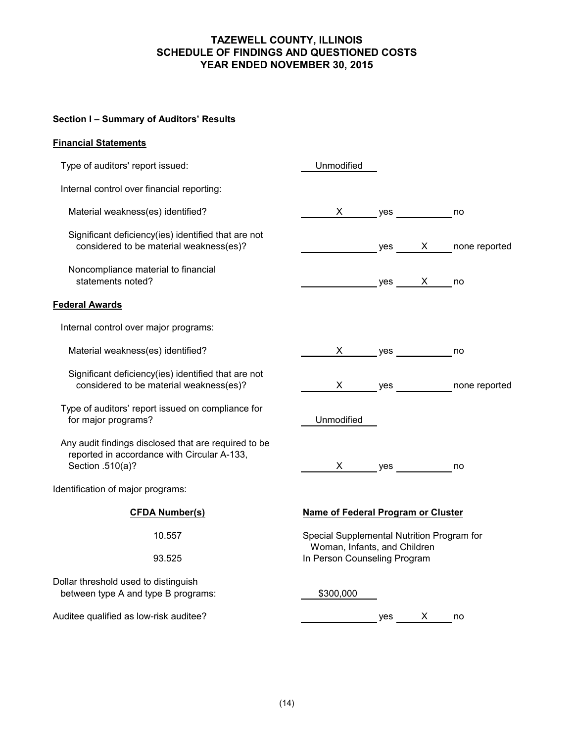# TAZEWELL COUNTY, ILLINOIS
# SCHEDULE OF FINDINGS AND QUESTIONED COSTS
# YEAR ENDED NOVEMBER 30, 2015

**Section I – Summary of Auditors' Results**

**Financial Statements**

Type of auditors' report issued: Unmodified

Internal control over financial reporting:

| | | | | |
|---|---|---|---|---|
| Material weakness(es) identified? | X | yes | | no |
| Significant deficiency(ies) identified that are not considered to be material weakness(es)? | | yes | X | none reported |
| Noncompliance material to financial statements noted? | | yes | X | no |

**Federal Awards**

Internal control over major programs:

| | | | | |
|---|---|---|---|---|
| Material weakness(es) identified? | X | yes | | no |
| Significant deficiency(ies) identified that are not considered to be material weakness(es)? | X | yes | | none reported |

Type of auditors' report issued on compliance for for major programs? Unmodified

| | | | | |
|---|---|---|---|---|
| Any audit findings disclosed that are required to be reported in accordance with Circular A-133, Section .510(a)? | X | yes | | no |

Identification of major programs:

| CFDA Number(s) | Name of Federal Program or Cluster |
|---|---|
| 10.557 | Special Supplemental Nutrition Program for Woman, Infants, and Children |
| 93.525 | In Person Counseling Program |

Dollar threshold used to distinguish between type A and type B programs: $300,000

| | | | | |
|---|---|---|---|---|
| Auditee qualified as low-risk auditee? | | yes | X | no |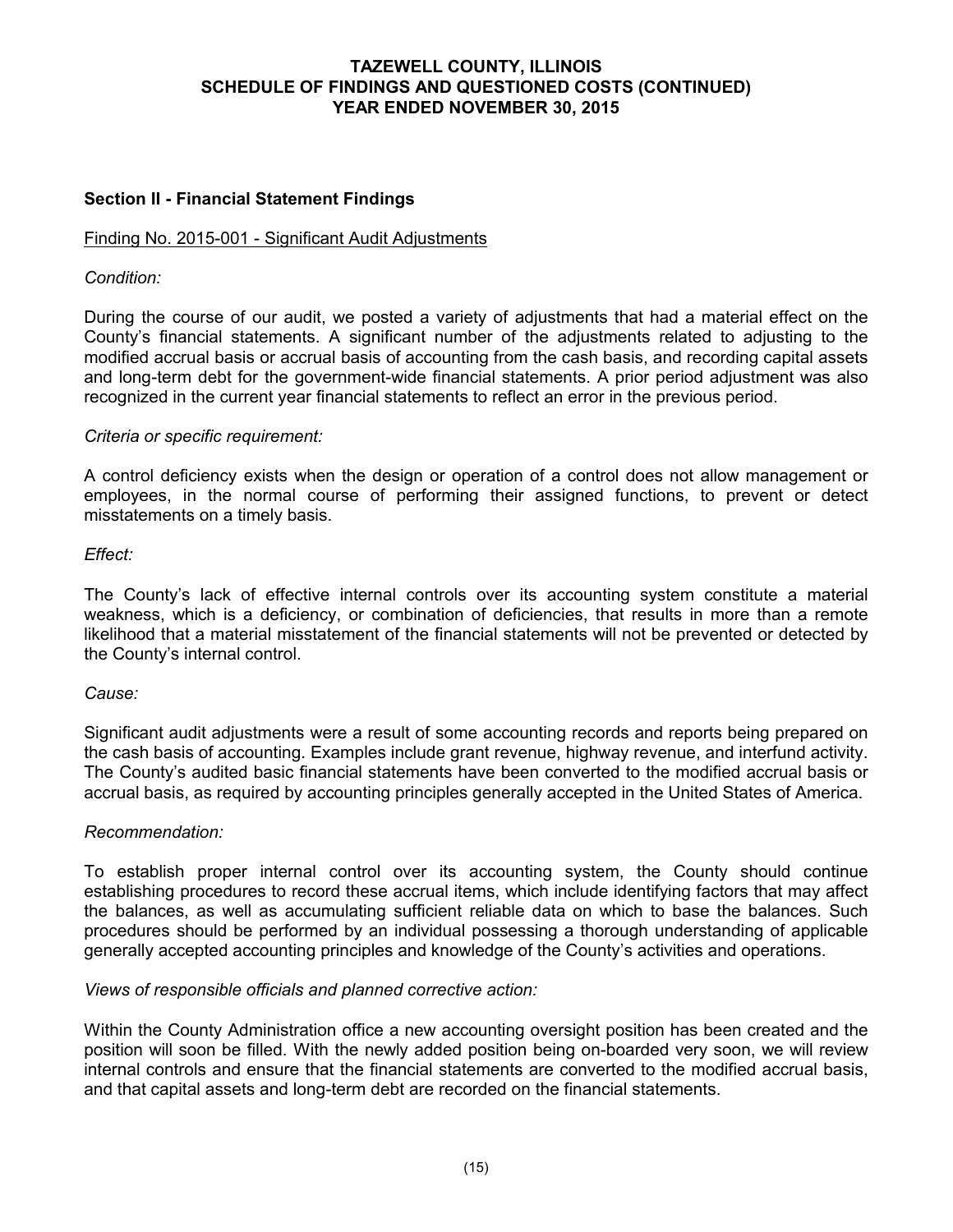# TAZEWELL COUNTY, ILLINOIS
## SCHEDULE OF FINDINGS AND QUESTIONED COSTS (CONTINUED)
## YEAR ENDED NOVEMBER 30, 2015

### Section II - Financial Statement Findings

Finding No. 2015-001 - Significant Audit Adjustments

*Condition:*

During the course of our audit, we posted a variety of adjustments that had a material effect on the County's financial statements. A significant number of the adjustments related to adjusting to the modified accrual basis or accrual basis of accounting from the cash basis, and recording capital assets and long-term debt for the government-wide financial statements. A prior period adjustment was also recognized in the current year financial statements to reflect an error in the previous period.

*Criteria or specific requirement:*

A control deficiency exists when the design or operation of a control does not allow management or employees, in the normal course of performing their assigned functions, to prevent or detect misstatements on a timely basis.

*Effect:*

The County's lack of effective internal controls over its accounting system constitute a material weakness, which is a deficiency, or combination of deficiencies, that results in more than a remote likelihood that a material misstatement of the financial statements will not be prevented or detected by the County's internal control.

*Cause:*

Significant audit adjustments were a result of some accounting records and reports being prepared on the cash basis of accounting. Examples include grant revenue, highway revenue, and interfund activity. The County's audited basic financial statements have been converted to the modified accrual basis or accrual basis, as required by accounting principles generally accepted in the United States of America.

*Recommendation:*

To establish proper internal control over its accounting system, the County should continue establishing procedures to record these accrual items, which include identifying factors that may affect the balances, as well as accumulating sufficient reliable data on which to base the balances. Such procedures should be performed by an individual possessing a thorough understanding of applicable generally accepted accounting principles and knowledge of the County's activities and operations.

*Views of responsible officials and planned corrective action:*

Within the County Administration office a new accounting oversight position has been created and the position will soon be filled. With the newly added position being on-boarded very soon, we will review internal controls and ensure that the financial statements are converted to the modified accrual basis, and that capital assets and long-term debt are recorded on the financial statements.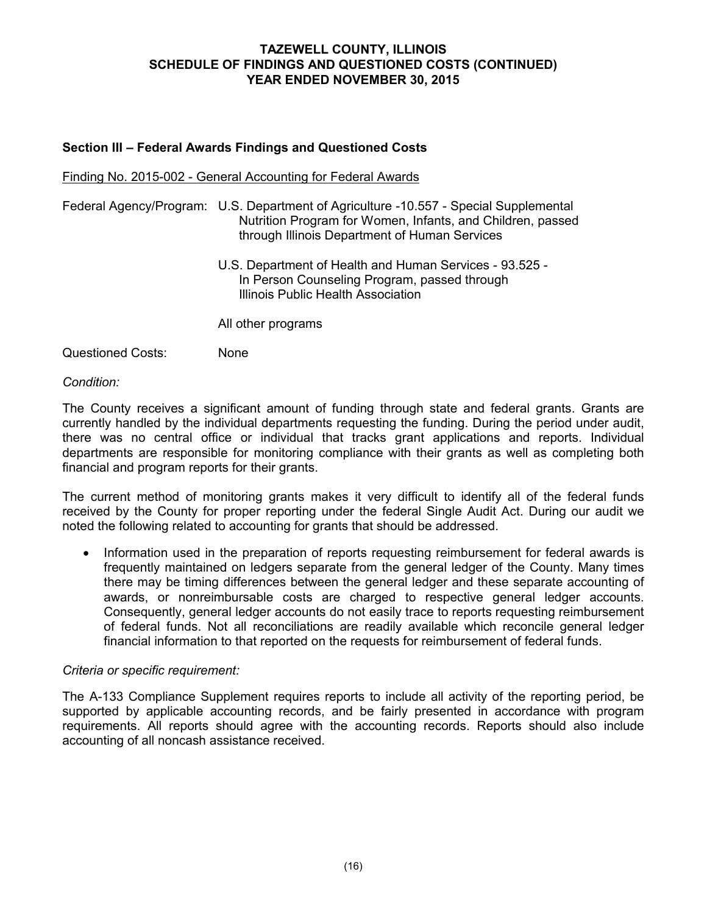# TAZEWELL COUNTY, ILLINOIS
# SCHEDULE OF FINDINGS AND QUESTIONED COSTS (CONTINUED)
# YEAR ENDED NOVEMBER 30, 2015

## Section III – Federal Awards Findings and Questioned Costs

Finding No. 2015-002 - General Accounting for Federal Awards

Federal Agency/Program: U.S. Department of Agriculture -10.557 - Special Supplemental Nutrition Program for Women, Infants, and Children, passed through Illinois Department of Human Services

U.S. Department of Health and Human Services - 93.525 - In Person Counseling Program, passed through Illinois Public Health Association

All other programs

Questioned Costs: None

*Condition:*

The County receives a significant amount of funding through state and federal grants. Grants are currently handled by the individual departments requesting the funding. During the period under audit, there was no central office or individual that tracks grant applications and reports. Individual departments are responsible for monitoring compliance with their grants as well as completing both financial and program reports for their grants.

The current method of monitoring grants makes it very difficult to identify all of the federal funds received by the County for proper reporting under the federal Single Audit Act. During our audit we noted the following related to accounting for grants that should be addressed.

- Information used in the preparation of reports requesting reimbursement for federal awards is frequently maintained on ledgers separate from the general ledger of the County. Many times there may be timing differences between the general ledger and these separate accounting of awards, or nonreimbursable costs are charged to respective general ledger accounts. Consequently, general ledger accounts do not easily trace to reports requesting reimbursement of federal funds. Not all reconciliations are readily available which reconcile general ledger financial information to that reported on the requests for reimbursement of federal funds.

*Criteria or specific requirement:*

The A-133 Compliance Supplement requires reports to include all activity of the reporting period, be supported by applicable accounting records, and be fairly presented in accordance with program requirements. All reports should agree with the accounting records. Reports should also include accounting of all noncash assistance received.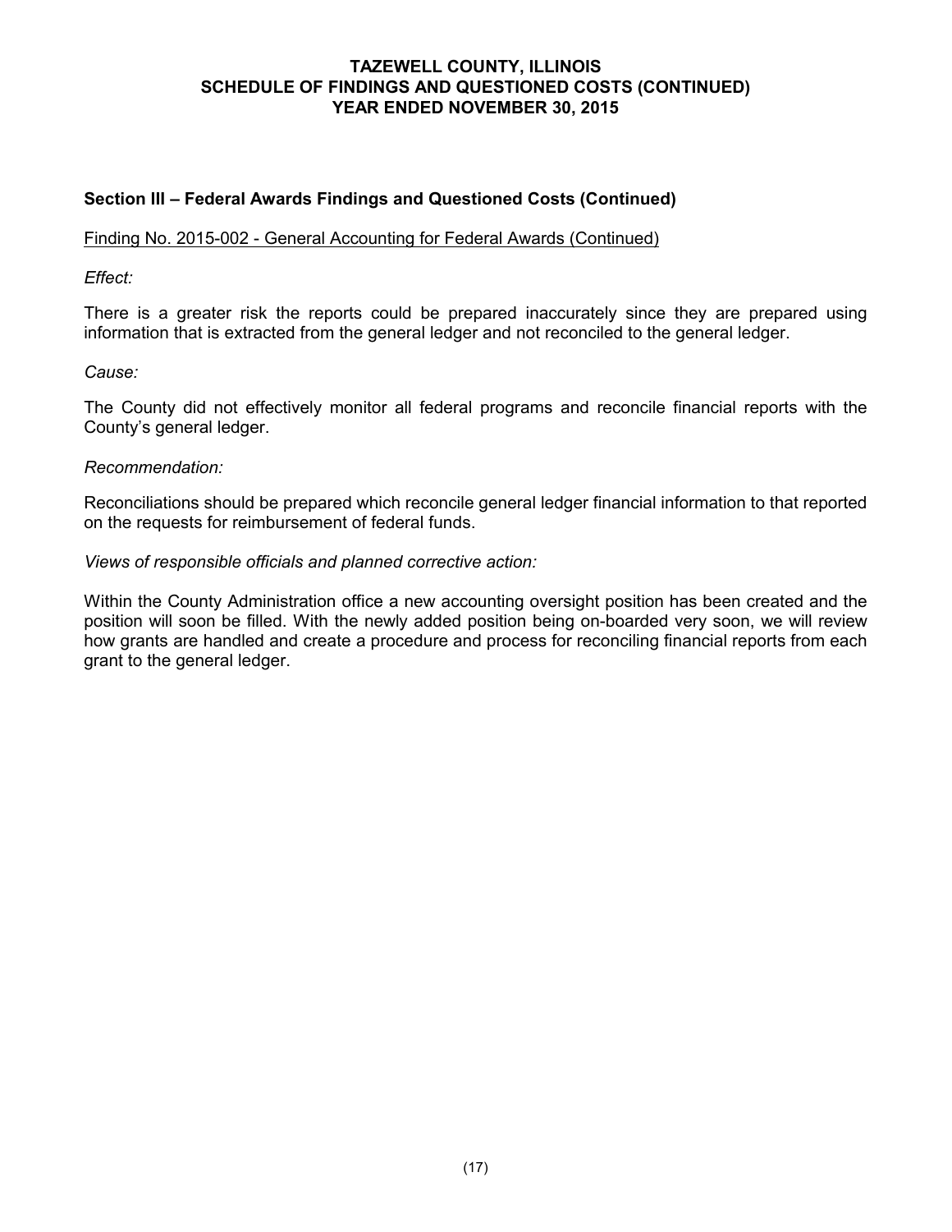# TAZEWELL COUNTY, ILLINOIS
## SCHEDULE OF FINDINGS AND QUESTIONED COSTS (CONTINUED)
## YEAR ENDED NOVEMBER 30, 2015

### Section III – Federal Awards Findings and Questioned Costs (Continued)

Finding No. 2015-002 - General Accounting for Federal Awards (Continued)

*Effect:*

There is a greater risk the reports could be prepared inaccurately since they are prepared using information that is extracted from the general ledger and not reconciled to the general ledger.

*Cause:*

The County did not effectively monitor all federal programs and reconcile financial reports with the County's general ledger.

*Recommendation:*

Reconciliations should be prepared which reconcile general ledger financial information to that reported on the requests for reimbursement of federal funds.

*Views of responsible officials and planned corrective action:*

Within the County Administration office a new accounting oversight position has been created and the position will soon be filled. With the newly added position being on-boarded very soon, we will review how grants are handled and create a procedure and process for reconciling financial reports from each grant to the general ledger.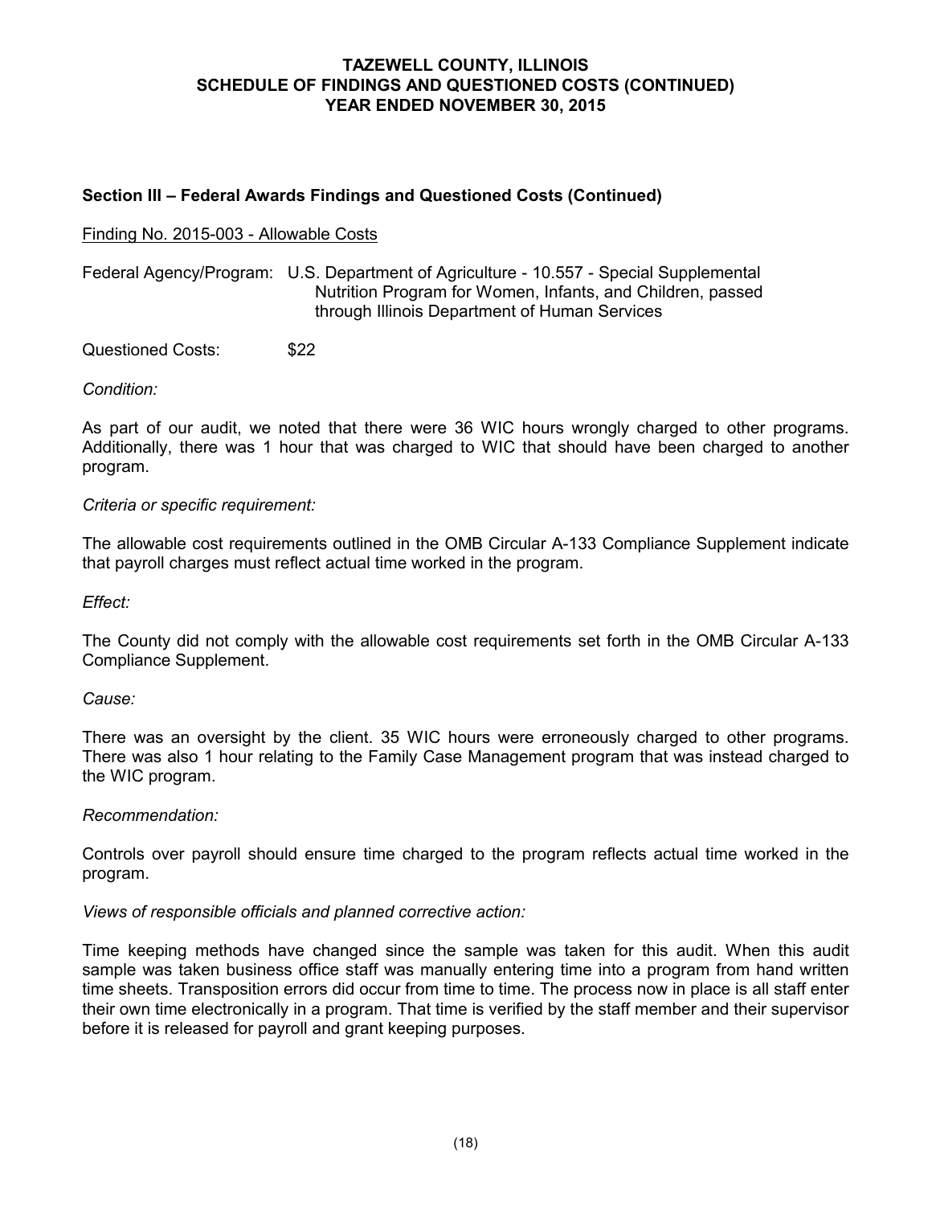# TAZEWELL COUNTY, ILLINOIS
# SCHEDULE OF FINDINGS AND QUESTIONED COSTS (CONTINUED)
# YEAR ENDED NOVEMBER 30, 2015

## Section III – Federal Awards Findings and Questioned Costs (Continued)

Finding No. 2015-003 - Allowable Costs

Federal Agency/Program: U.S. Department of Agriculture - 10.557 - Special Supplemental Nutrition Program for Women, Infants, and Children, passed through Illinois Department of Human Services

Questioned Costs: $22

*Condition:*

As part of our audit, we noted that there were 36 WIC hours wrongly charged to other programs. Additionally, there was 1 hour that was charged to WIC that should have been charged to another program.

*Criteria or specific requirement:*

The allowable cost requirements outlined in the OMB Circular A-133 Compliance Supplement indicate that payroll charges must reflect actual time worked in the program.

*Effect:*

The County did not comply with the allowable cost requirements set forth in the OMB Circular A-133 Compliance Supplement.

*Cause:*

There was an oversight by the client. 35 WIC hours were erroneously charged to other programs. There was also 1 hour relating to the Family Case Management program that was instead charged to the WIC program.

*Recommendation:*

Controls over payroll should ensure time charged to the program reflects actual time worked in the program.

*Views of responsible officials and planned corrective action:*

Time keeping methods have changed since the sample was taken for this audit. When this audit sample was taken business office staff was manually entering time into a program from hand written time sheets. Transposition errors did occur from time to time. The process now in place is all staff enter their own time electronically in a program. That time is verified by the staff member and their supervisor before it is released for payroll and grant keeping purposes.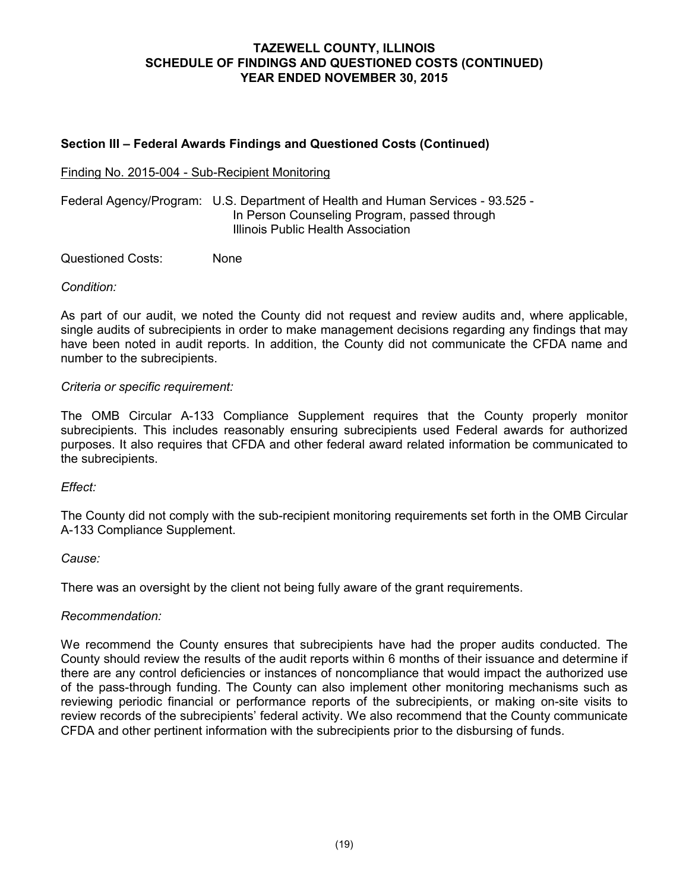# TAZEWELL COUNTY, ILLINOIS
## SCHEDULE OF FINDINGS AND QUESTIONED COSTS (CONTINUED)
## YEAR ENDED NOVEMBER 30, 2015

### Section III – Federal Awards Findings and Questioned Costs (Continued)

Finding No. 2015-004 - Sub-Recipient Monitoring

Federal Agency/Program: U.S. Department of Health and Human Services - 93.525 - In Person Counseling Program, passed through Illinois Public Health Association

Questioned Costs: None

*Condition:*

As part of our audit, we noted the County did not request and review audits and, where applicable, single audits of subrecipients in order to make management decisions regarding any findings that may have been noted in audit reports. In addition, the County did not communicate the CFDA name and number to the subrecipients.

*Criteria or specific requirement:*

The OMB Circular A-133 Compliance Supplement requires that the County properly monitor subrecipients. This includes reasonably ensuring subrecipients used Federal awards for authorized purposes. It also requires that CFDA and other federal award related information be communicated to the subrecipients.

*Effect:*

The County did not comply with the sub-recipient monitoring requirements set forth in the OMB Circular A-133 Compliance Supplement.

*Cause:*

There was an oversight by the client not being fully aware of the grant requirements.

*Recommendation:*

We recommend the County ensures that subrecipients have had the proper audits conducted. The County should review the results of the audit reports within 6 months of their issuance and determine if there are any control deficiencies or instances of noncompliance that would impact the authorized use of the pass-through funding. The County can also implement other monitoring mechanisms such as reviewing periodic financial or performance reports of the subrecipients, or making on-site visits to review records of the subrecipients' federal activity. We also recommend that the County communicate CFDA and other pertinent information with the subrecipients prior to the disbursing of funds.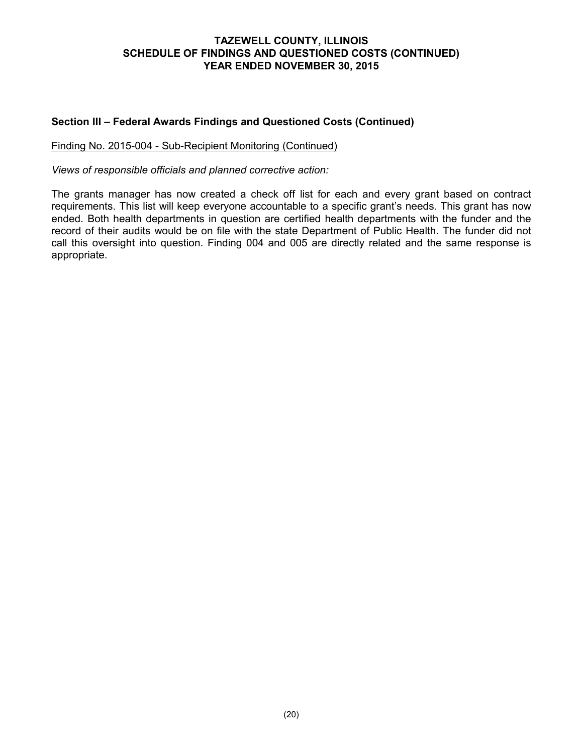## Section III – Federal Awards Findings and Questioned Costs (Continued)

Finding No. 2015-004 - Sub-Recipient Monitoring (Continued)

*Views of responsible officials and planned corrective action:*

The grants manager has now created a check off list for each and every grant based on contract requirements. This list will keep everyone accountable to a specific grant's needs. This grant has now ended. Both health departments in question are certified health departments with the funder and the record of their audits would be on file with the state Department of Public Health. The funder did not call this oversight into question. Finding 004 and 005 are directly related and the same response is appropriate.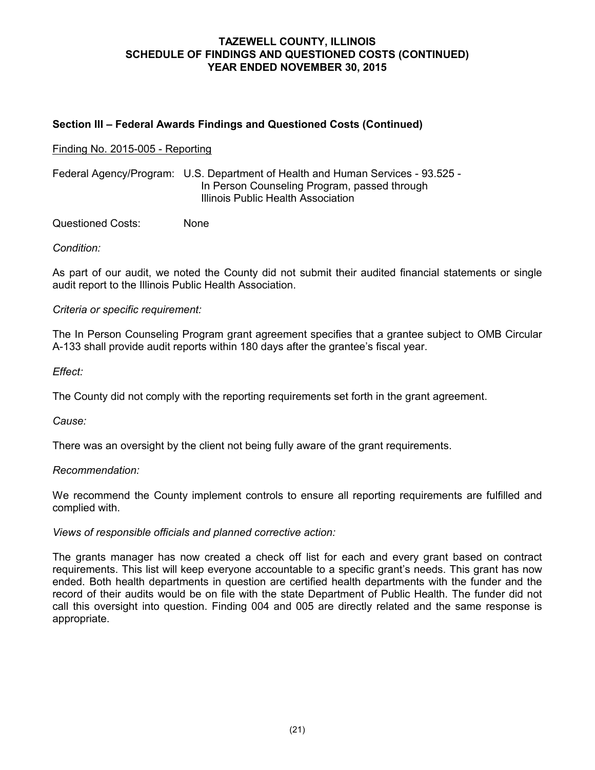# TAZEWELL COUNTY, ILLINOIS
# SCHEDULE OF FINDINGS AND QUESTIONED COSTS (CONTINUED)
# YEAR ENDED NOVEMBER 30, 2015

## Section III – Federal Awards Findings and Questioned Costs (Continued)

Finding No. 2015-005 - Reporting

Federal Agency/Program: U.S. Department of Health and Human Services - 93.525 - In Person Counseling Program, passed through Illinois Public Health Association

Questioned Costs: None

*Condition:*

As part of our audit, we noted the County did not submit their audited financial statements or single audit report to the Illinois Public Health Association.

*Criteria or specific requirement:*

The In Person Counseling Program grant agreement specifies that a grantee subject to OMB Circular A-133 shall provide audit reports within 180 days after the grantee's fiscal year.

*Effect:*

The County did not comply with the reporting requirements set forth in the grant agreement.

*Cause:*

There was an oversight by the client not being fully aware of the grant requirements.

*Recommendation:*

We recommend the County implement controls to ensure all reporting requirements are fulfilled and complied with.

*Views of responsible officials and planned corrective action:*

The grants manager has now created a check off list for each and every grant based on contract requirements. This list will keep everyone accountable to a specific grant's needs. This grant has now ended. Both health departments in question are certified health departments with the funder and the record of their audits would be on file with the state Department of Public Health. The funder did not call this oversight into question. Finding 004 and 005 are directly related and the same response is appropriate.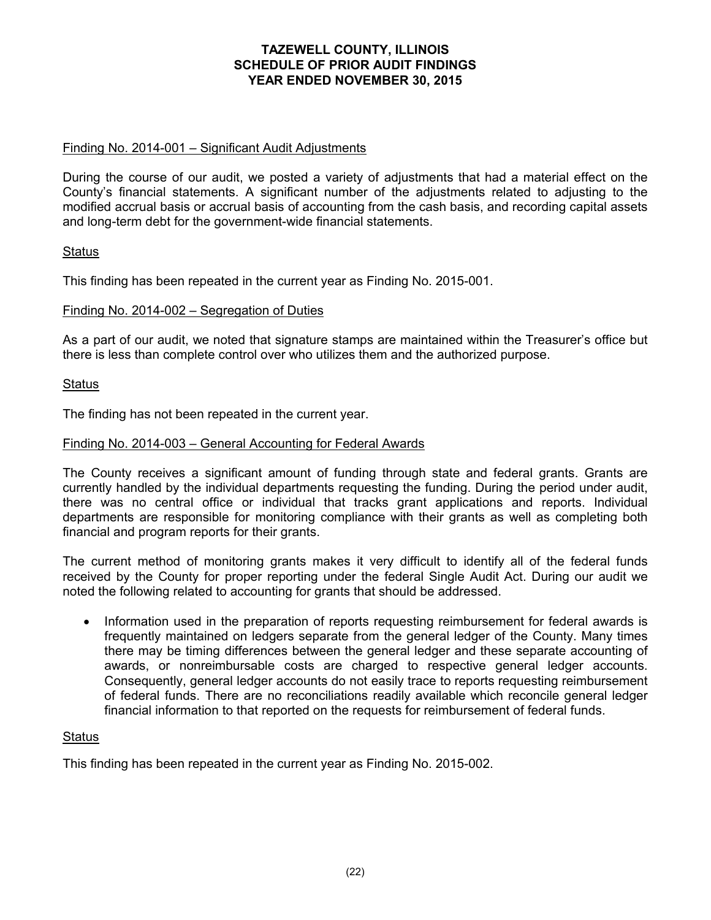# TAZEWELL COUNTY, ILLINOIS
# SCHEDULE OF PRIOR AUDIT FINDINGS
# YEAR ENDED NOVEMBER 30, 2015

## Finding No. 2014-001 – Significant Audit Adjustments

During the course of our audit, we posted a variety of adjustments that had a material effect on the County's financial statements. A significant number of the adjustments related to adjusting to the modified accrual basis or accrual basis of accounting from the cash basis, and recording capital assets and long-term debt for the government-wide financial statements.

### Status

This finding has been repeated in the current year as Finding No. 2015-001.

## Finding No. 2014-002 – Segregation of Duties

As a part of our audit, we noted that signature stamps are maintained within the Treasurer's office but there is less than complete control over who utilizes them and the authorized purpose.

### Status

The finding has not been repeated in the current year.

## Finding No. 2014-003 – General Accounting for Federal Awards

The County receives a significant amount of funding through state and federal grants. Grants are currently handled by the individual departments requesting the funding. During the period under audit, there was no central office or individual that tracks grant applications and reports. Individual departments are responsible for monitoring compliance with their grants as well as completing both financial and program reports for their grants.

The current method of monitoring grants makes it very difficult to identify all of the federal funds received by the County for proper reporting under the federal Single Audit Act. During our audit we noted the following related to accounting for grants that should be addressed.

- Information used in the preparation of reports requesting reimbursement for federal awards is frequently maintained on ledgers separate from the general ledger of the County. Many times there may be timing differences between the general ledger and these separate accounting of awards, or nonreimbursable costs are charged to respective general ledger accounts. Consequently, general ledger accounts do not easily trace to reports requesting reimbursement of federal funds. There are no reconciliations readily available which reconcile general ledger financial information to that reported on the requests for reimbursement of federal funds.

### Status

This finding has been repeated in the current year as Finding No. 2015-002.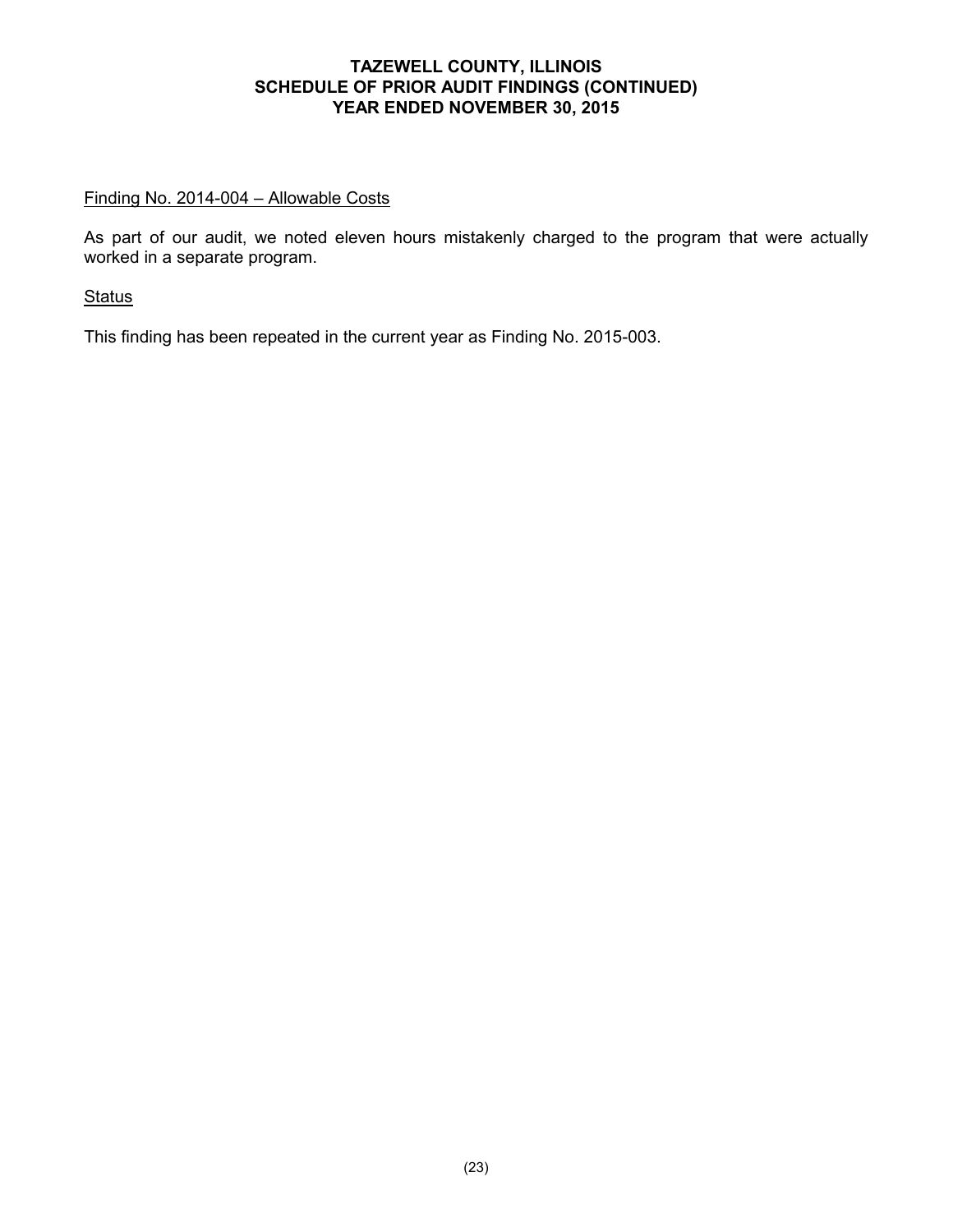# TAZEWELL COUNTY, ILLINOIS
## SCHEDULE OF PRIOR AUDIT FINDINGS (CONTINUED)
## YEAR ENDED NOVEMBER 30, 2015

Finding No. 2014-004 – Allowable Costs

As part of our audit, we noted eleven hours mistakenly charged to the program that were actually worked in a separate program.

Status

This finding has been repeated in the current year as Finding No. 2015-003.